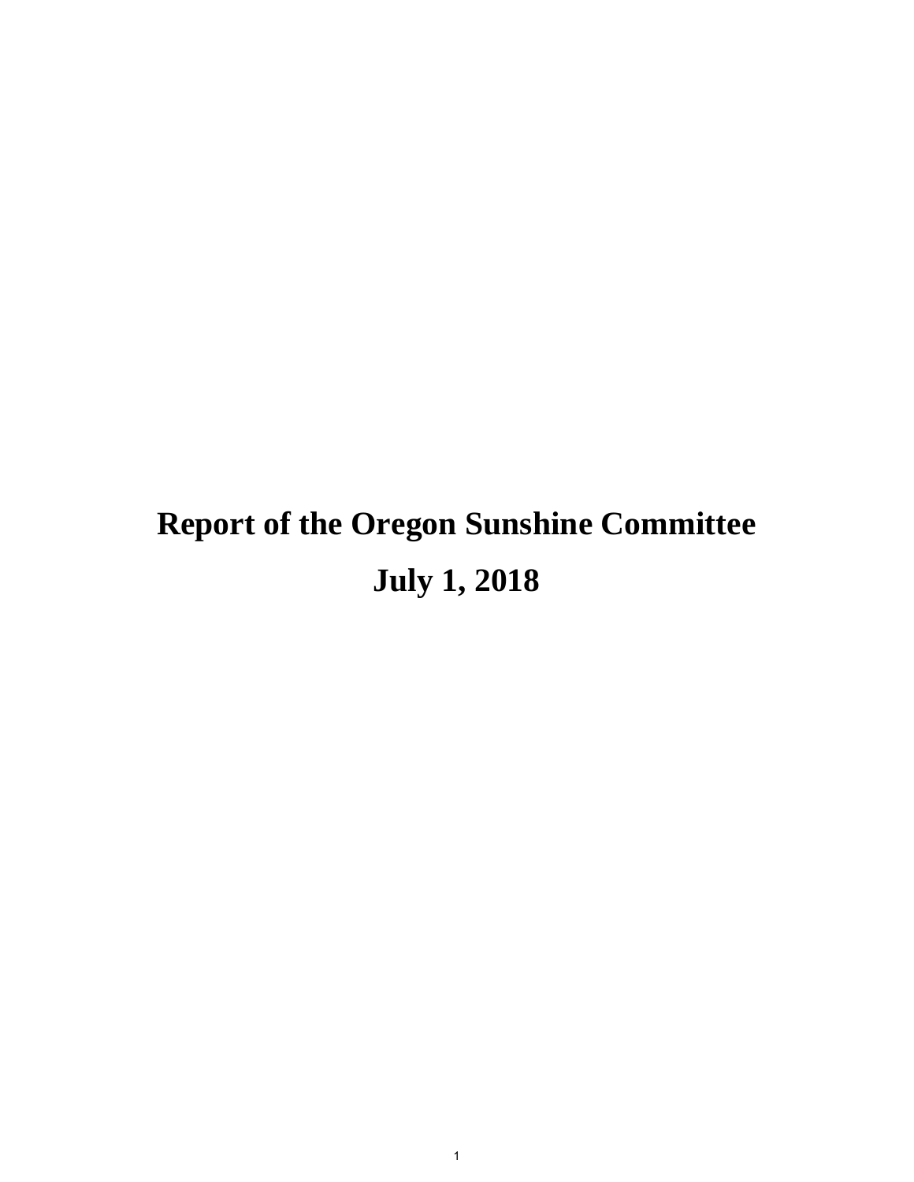# Report of the Oregon Sunshine Committee

## July 1, 2018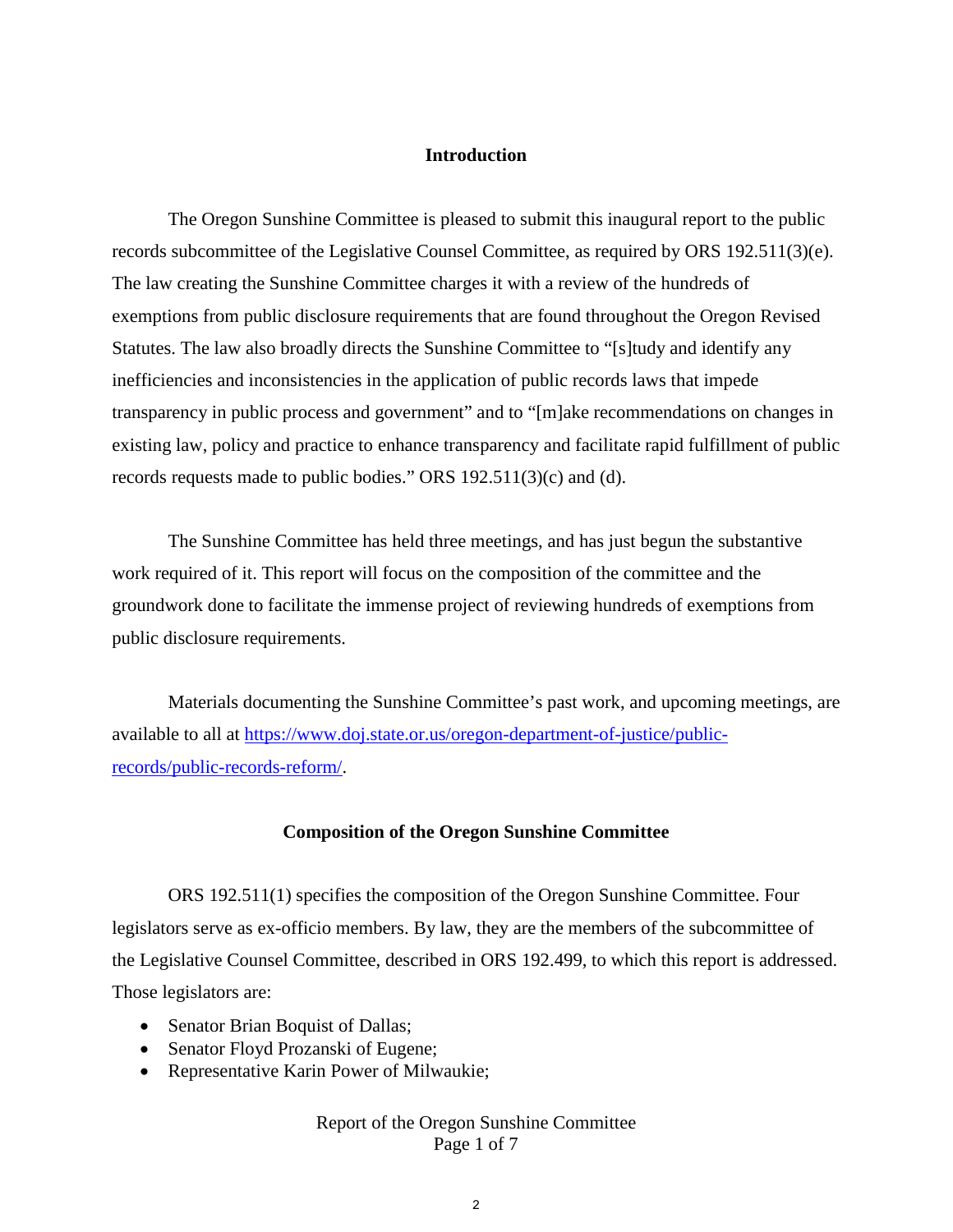## Introduction

The Oregon Sunshine Committee is pleased to submit this inaugural report to the public records subcommittee of the Legislative Counsel Committee, as required by ORS 192.511(3)(e). The law creating the Sunshine Committee charges it with a review of the hundreds of exemptions from public disclosure requirements that are found throughout the Oregon Revised Statutes. The law also broadly directs the Sunshine Committee to "[s]tudy and identify any inefficiencies and inconsistencies in the application of public records laws that impede transparency in public process and government" and to "[m]ake recommendations on changes in existing law, policy and practice to enhance transparency and facilitate rapid fulfillment of public records requests made to public bodies." ORS 192.511(3)(c) and (d).

The Sunshine Committee has held three meetings, and has just begun the substantive work required of it. This report will focus on the composition of the committee and the groundwork done to facilitate the immense project of reviewing hundreds of exemptions from public disclosure requirements.

Materials documenting the Sunshine Committee's past work, and upcoming meetings, are available to all at [https://www.doj.state.or.us/oregon-department-of-justice/public-records/public-records-reform/](https://www.doj.state.or.us/oregon-department-of-justice/public-records/public-records-reform/).

## Composition of the Oregon Sunshine Committee

ORS 192.511(1) specifies the composition of the Oregon Sunshine Committee. Four legislators serve as ex-officio members. By law, they are the members of the subcommittee of the Legislative Counsel Committee, described in ORS 192.499, to which this report is addressed. Those legislators are:

- Senator Brian Boquist of Dallas;
- Senator Floyd Prozanski of Eugene;
- Representative Karin Power of Milwaukie;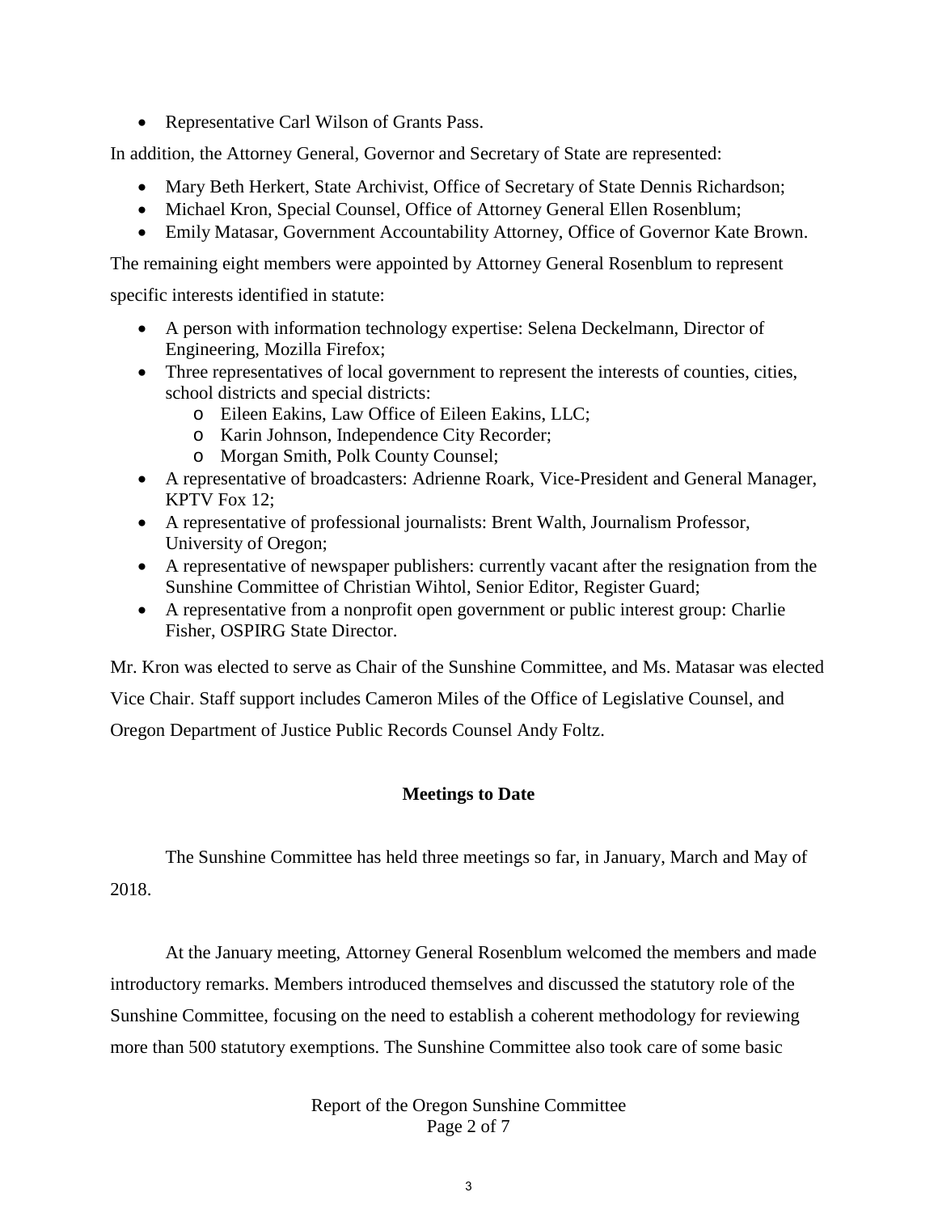- Representative Carl Wilson of Grants Pass.

In addition, the Attorney General, Governor and Secretary of State are represented:

- Mary Beth Herkert, State Archivist, Office of Secretary of State Dennis Richardson;
- Michael Kron, Special Counsel, Office of Attorney General Ellen Rosenblum;
- Emily Matasar, Government Accountability Attorney, Office of Governor Kate Brown.

The remaining eight members were appointed by Attorney General Rosenblum to represent specific interests identified in statute:

- A person with information technology expertise: Selena Deckelmann, Director of Engineering, Mozilla Firefox;
- Three representatives of local government to represent the interests of counties, cities, school districts and special districts:
  - Eileen Eakins, Law Office of Eileen Eakins, LLC;
  - Karin Johnson, Independence City Recorder;
  - Morgan Smith, Polk County Counsel;
- A representative of broadcasters: Adrienne Roark, Vice-President and General Manager, KPTV Fox 12;
- A representative of professional journalists: Brent Walth, Journalism Professor, University of Oregon;
- A representative of newspaper publishers: currently vacant after the resignation from the Sunshine Committee of Christian Wihtol, Senior Editor, Register Guard;
- A representative from a nonprofit open government or public interest group: Charlie Fisher, OSPIRG State Director.

Mr. Kron was elected to serve as Chair of the Sunshine Committee, and Ms. Matasar was elected Vice Chair. Staff support includes Cameron Miles of the Office of Legislative Counsel, and Oregon Department of Justice Public Records Counsel Andy Foltz.

## Meetings to Date

The Sunshine Committee has held three meetings so far, in January, March and May of 2018.

At the January meeting, Attorney General Rosenblum welcomed the members and made introductory remarks. Members introduced themselves and discussed the statutory role of the Sunshine Committee, focusing on the need to establish a coherent methodology for reviewing more than 500 statutory exemptions. The Sunshine Committee also took care of some basic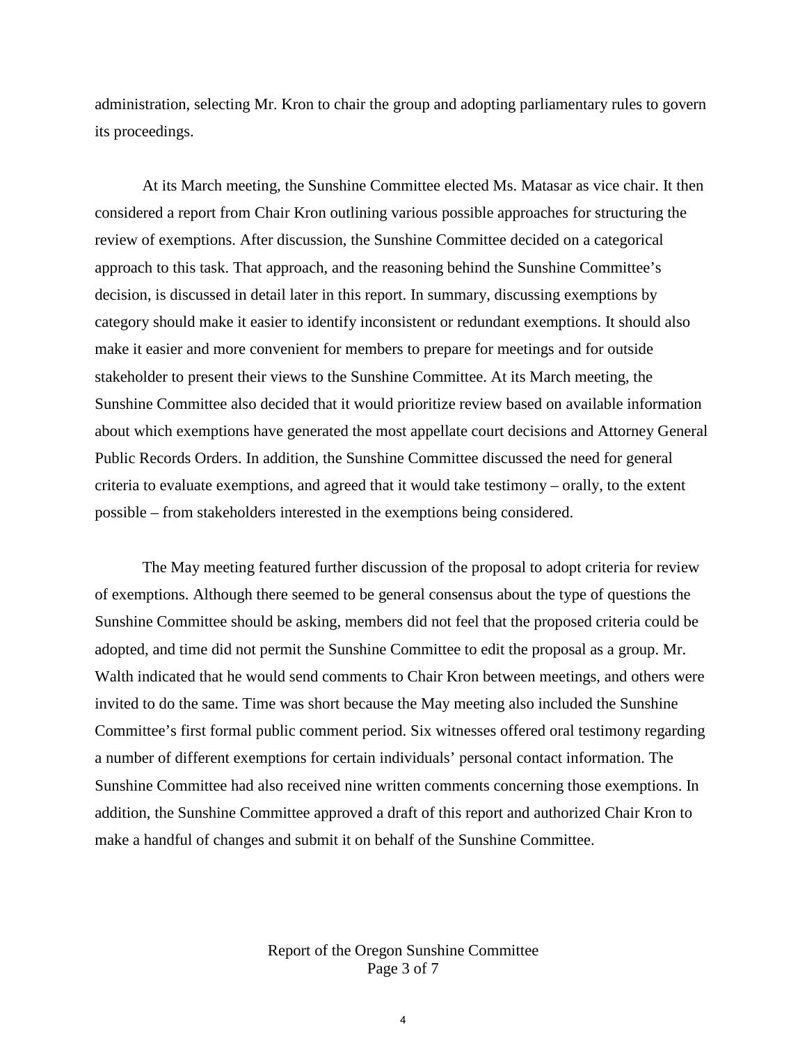administration, selecting Mr. Kron to chair the group and adopting parliamentary rules to govern its proceedings.

At its March meeting, the Sunshine Committee elected Ms. Matasar as vice chair. It then considered a report from Chair Kron outlining various possible approaches for structuring the review of exemptions. After discussion, the Sunshine Committee decided on a categorical approach to this task. That approach, and the reasoning behind the Sunshine Committee's decision, is discussed in detail later in this report. In summary, discussing exemptions by category should make it easier to identify inconsistent or redundant exemptions. It should also make it easier and more convenient for members to prepare for meetings and for outside stakeholder to present their views to the Sunshine Committee. At its March meeting, the Sunshine Committee also decided that it would prioritize review based on available information about which exemptions have generated the most appellate court decisions and Attorney General Public Records Orders. In addition, the Sunshine Committee discussed the need for general criteria to evaluate exemptions, and agreed that it would take testimony – orally, to the extent possible – from stakeholders interested in the exemptions being considered.

The May meeting featured further discussion of the proposal to adopt criteria for review of exemptions. Although there seemed to be general consensus about the type of questions the Sunshine Committee should be asking, members did not feel that the proposed criteria could be adopted, and time did not permit the Sunshine Committee to edit the proposal as a group. Mr. Walth indicated that he would send comments to Chair Kron between meetings, and others were invited to do the same. Time was short because the May meeting also included the Sunshine Committee's first formal public comment period. Six witnesses offered oral testimony regarding a number of different exemptions for certain individuals' personal contact information. The Sunshine Committee had also received nine written comments concerning those exemptions. In addition, the Sunshine Committee approved a draft of this report and authorized Chair Kron to make a handful of changes and submit it on behalf of the Sunshine Committee.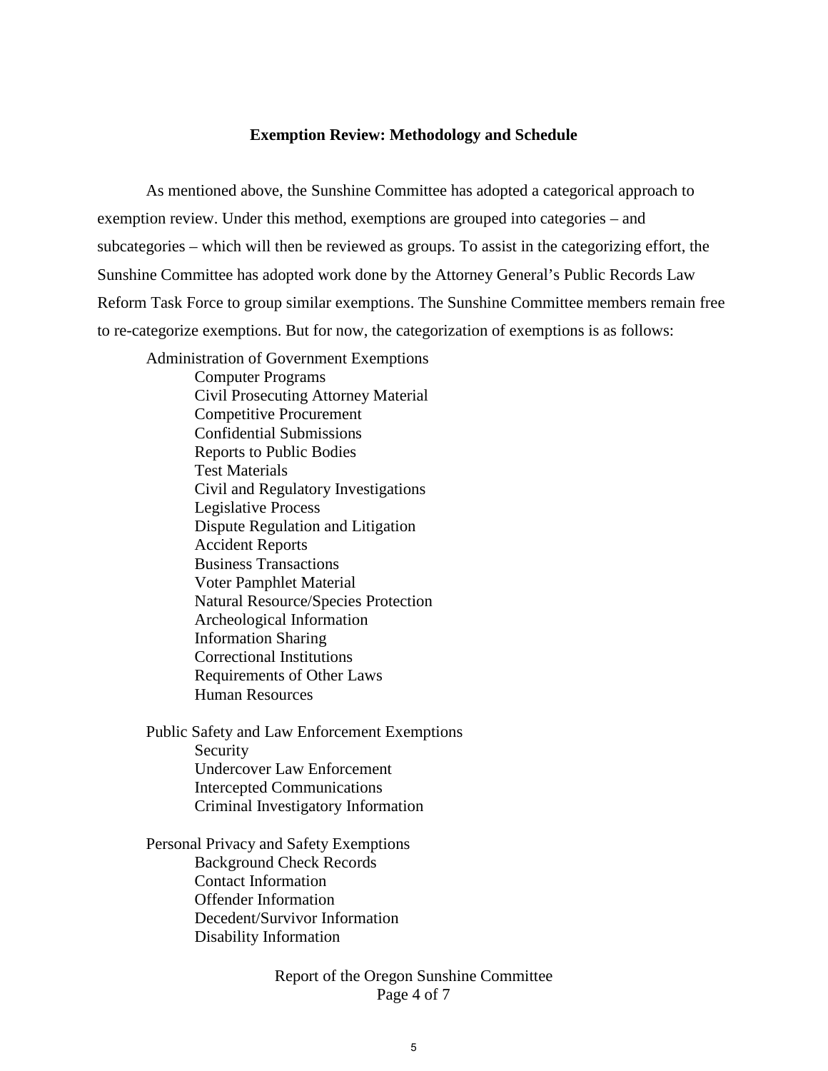## Exemption Review: Methodology and Schedule

As mentioned above, the Sunshine Committee has adopted a categorical approach to exemption review. Under this method, exemptions are grouped into categories – and subcategories – which will then be reviewed as groups. To assist in the categorizing effort, the Sunshine Committee has adopted work done by the Attorney General's Public Records Law Reform Task Force to group similar exemptions. The Sunshine Committee members remain free to re-categorize exemptions. But for now, the categorization of exemptions is as follows:

- Administration of Government Exemptions
  - Computer Programs
  - Civil Prosecuting Attorney Material
  - Competitive Procurement
  - Confidential Submissions
  - Reports to Public Bodies
  - Test Materials
  - Civil and Regulatory Investigations
  - Legislative Process
  - Dispute Regulation and Litigation
  - Accident Reports
  - Business Transactions
  - Voter Pamphlet Material
  - Natural Resource/Species Protection
  - Archeological Information
  - Information Sharing
  - Correctional Institutions
  - Requirements of Other Laws
  - Human Resources

- Public Safety and Law Enforcement Exemptions
  - Security
  - Undercover Law Enforcement
  - Intercepted Communications
  - Criminal Investigatory Information

- Personal Privacy and Safety Exemptions
  - Background Check Records
  - Contact Information
  - Offender Information
  - Decedent/Survivor Information
  - Disability Information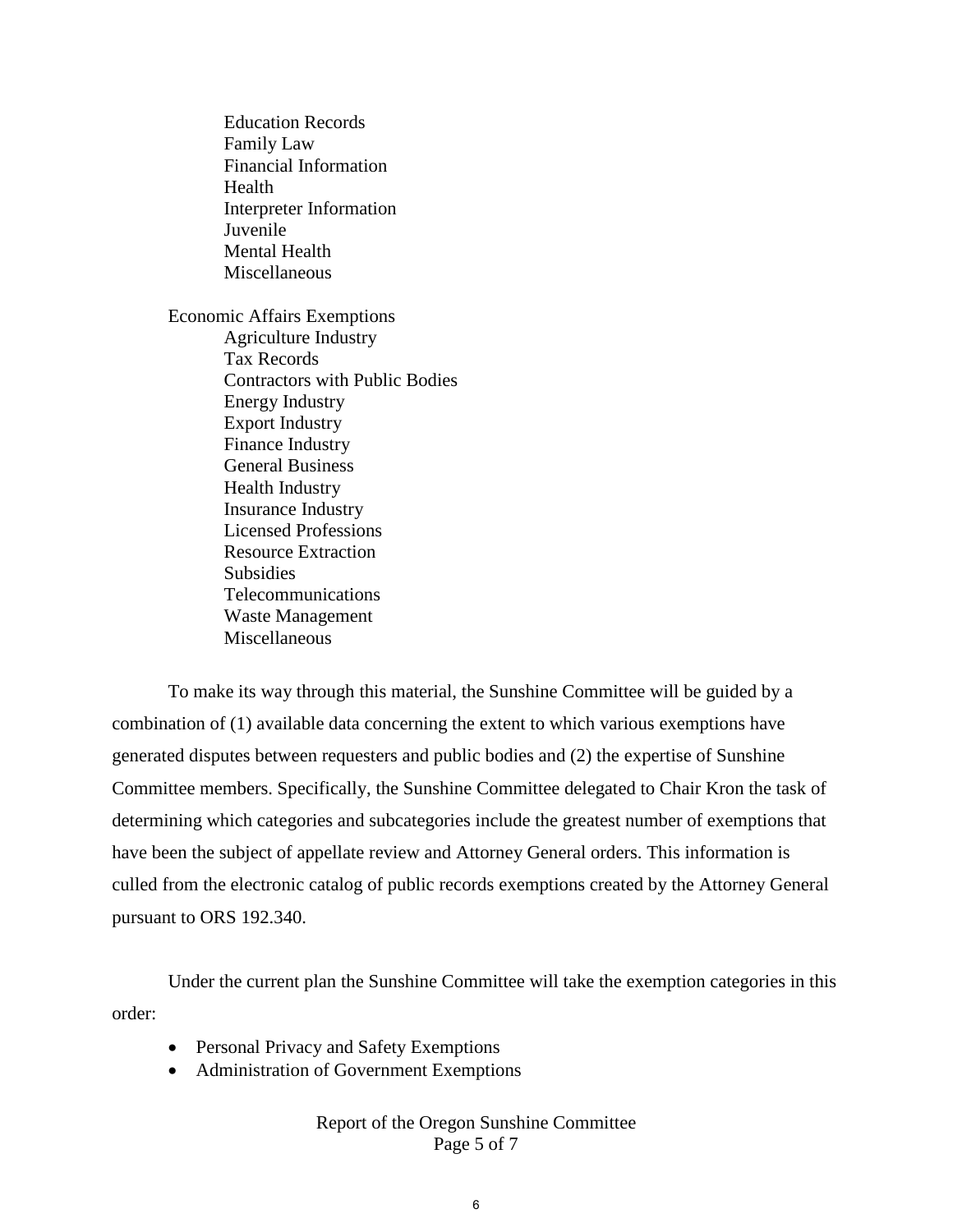- Education Records
- Family Law
- Financial Information
- Health
- Interpreter Information
- Juvenile
- Mental Health
- Miscellaneous

Economic Affairs Exemptions

- Agriculture Industry
- Tax Records
- Contractors with Public Bodies
- Energy Industry
- Export Industry
- Finance Industry
- General Business
- Health Industry
- Insurance Industry
- Licensed Professions
- Resource Extraction
- Subsidies
- Telecommunications
- Waste Management
- Miscellaneous

To make its way through this material, the Sunshine Committee will be guided by a combination of (1) available data concerning the extent to which various exemptions have generated disputes between requesters and public bodies and (2) the expertise of Sunshine Committee members. Specifically, the Sunshine Committee delegated to Chair Kron the task of determining which categories and subcategories include the greatest number of exemptions that have been the subject of appellate review and Attorney General orders. This information is culled from the electronic catalog of public records exemptions created by the Attorney General pursuant to ORS 192.340.

Under the current plan the Sunshine Committee will take the exemption categories in this order:

- Personal Privacy and Safety Exemptions
- Administration of Government Exemptions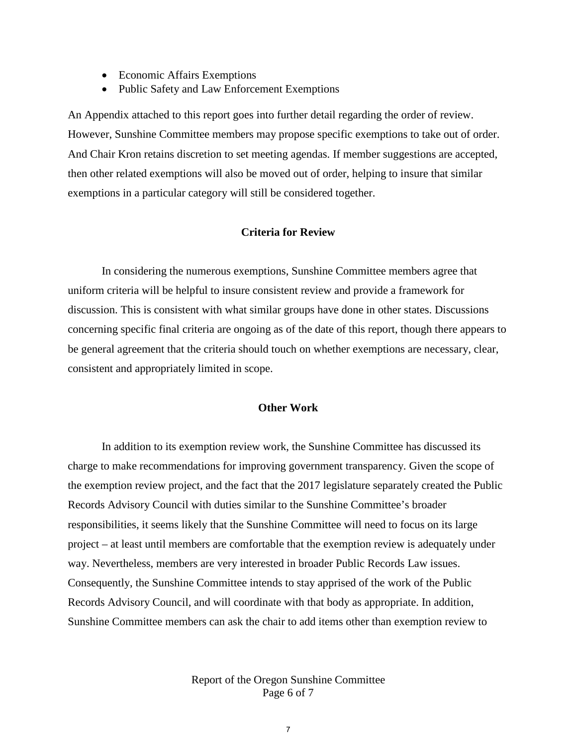- Economic Affairs Exemptions
- Public Safety and Law Enforcement Exemptions

An Appendix attached to this report goes into further detail regarding the order of review. However, Sunshine Committee members may propose specific exemptions to take out of order. And Chair Kron retains discretion to set meeting agendas. If member suggestions are accepted, then other related exemptions will also be moved out of order, helping to insure that similar exemptions in a particular category will still be considered together.

## Criteria for Review

In considering the numerous exemptions, Sunshine Committee members agree that uniform criteria will be helpful to insure consistent review and provide a framework for discussion. This is consistent with what similar groups have done in other states. Discussions concerning specific final criteria are ongoing as of the date of this report, though there appears to be general agreement that the criteria should touch on whether exemptions are necessary, clear, consistent and appropriately limited in scope.

## Other Work

In addition to its exemption review work, the Sunshine Committee has discussed its charge to make recommendations for improving government transparency. Given the scope of the exemption review project, and the fact that the 2017 legislature separately created the Public Records Advisory Council with duties similar to the Sunshine Committee's broader responsibilities, it seems likely that the Sunshine Committee will need to focus on its large project – at least until members are comfortable that the exemption review is adequately under way. Nevertheless, members are very interested in broader Public Records Law issues. Consequently, the Sunshine Committee intends to stay apprised of the work of the Public Records Advisory Council, and will coordinate with that body as appropriate. In addition, Sunshine Committee members can ask the chair to add items other than exemption review to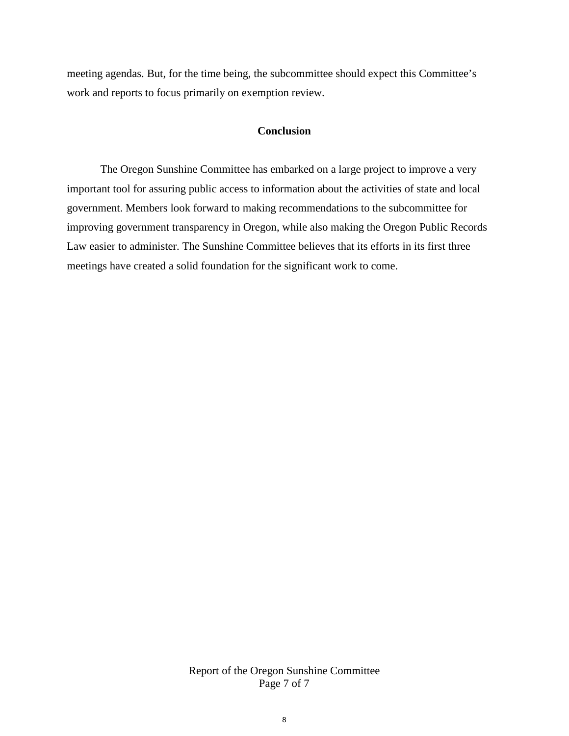meeting agendas. But, for the time being, the subcommittee should expect this Committee's work and reports to focus primarily on exemption review.

## Conclusion

The Oregon Sunshine Committee has embarked on a large project to improve a very important tool for assuring public access to information about the activities of state and local government. Members look forward to making recommendations to the subcommittee for improving government transparency in Oregon, while also making the Oregon Public Records Law easier to administer. The Sunshine Committee believes that its efforts in its first three meetings have created a solid foundation for the significant work to come.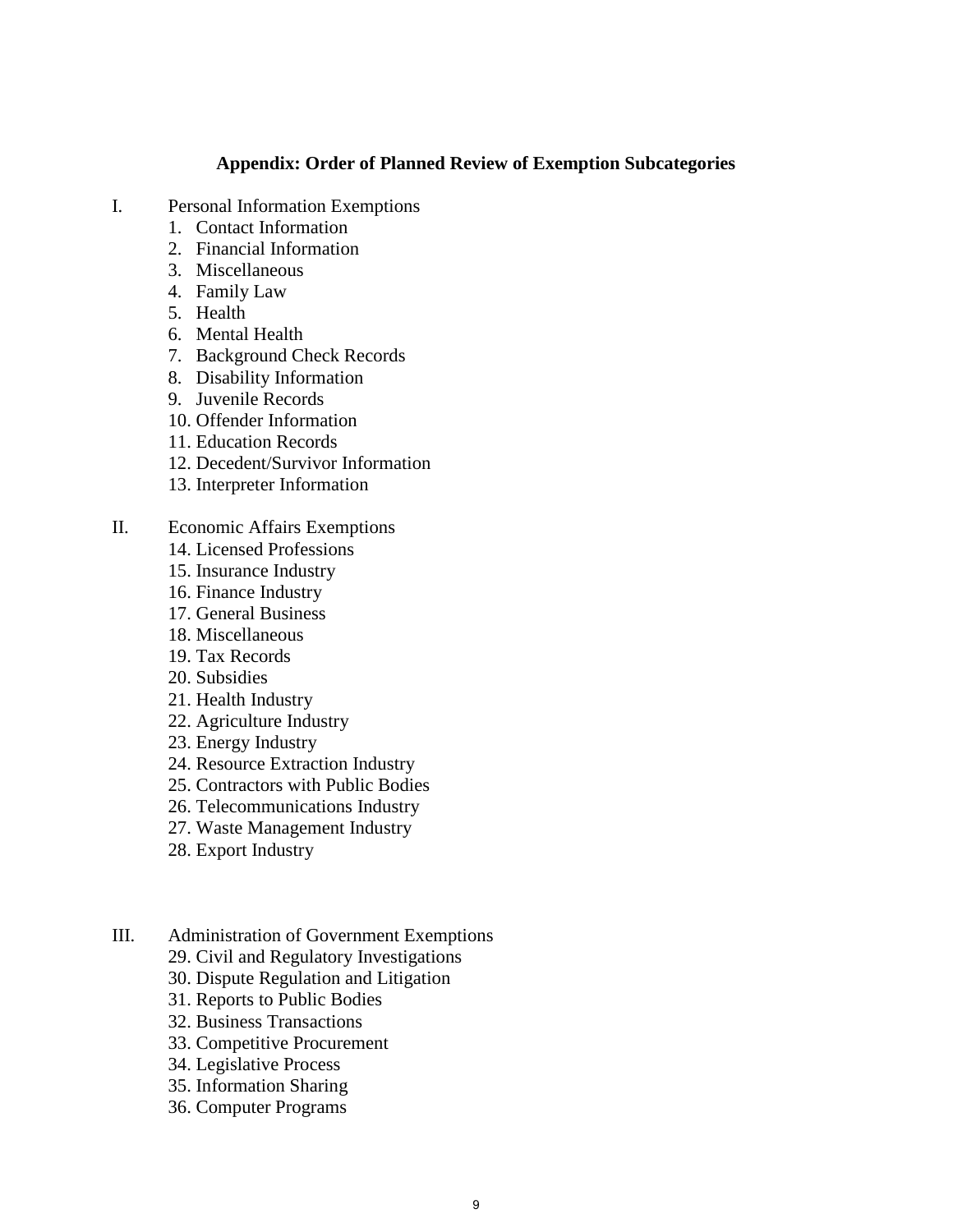**Appendix: Order of Planned Review of Exemption Subcategories**

I. Personal Information Exemptions

1. Contact Information
2. Financial Information
3. Miscellaneous
4. Family Law
5. Health
6. Mental Health
7. Background Check Records
8. Disability Information
9. Juvenile Records
10. Offender Information
11. Education Records
12. Decedent/Survivor Information
13. Interpreter Information

II. Economic Affairs Exemptions

14. Licensed Professions
15. Insurance Industry
16. Finance Industry
17. General Business
18. Miscellaneous
19. Tax Records
20. Subsidies
21. Health Industry
22. Agriculture Industry
23. Energy Industry
24. Resource Extraction Industry
25. Contractors with Public Bodies
26. Telecommunications Industry
27. Waste Management Industry
28. Export Industry

III. Administration of Government Exemptions

29. Civil and Regulatory Investigations
30. Dispute Regulation and Litigation
31. Reports to Public Bodies
32. Business Transactions
33. Competitive Procurement
34. Legislative Process
35. Information Sharing
36. Computer Programs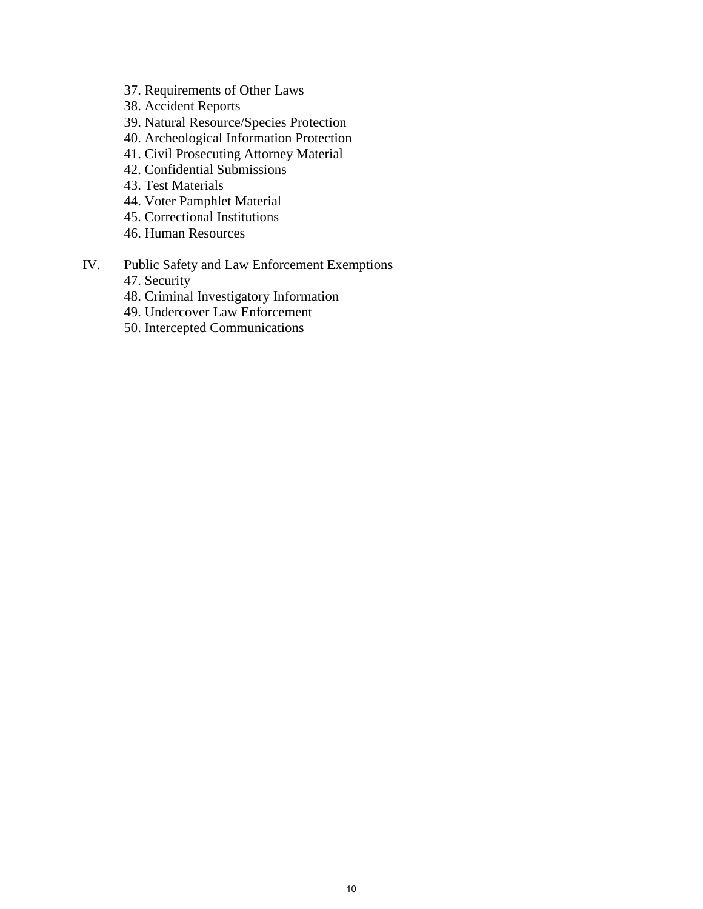37. Requirements of Other Laws
38. Accident Reports
39. Natural Resource/Species Protection
40. Archeological Information Protection
41. Civil Prosecuting Attorney Material
42. Confidential Submissions
43. Test Materials
44. Voter Pamphlet Material
45. Correctional Institutions
46. Human Resources

IV. Public Safety and Law Enforcement Exemptions

47. Security
48. Criminal Investigatory Information
49. Undercover Law Enforcement
50. Intercepted Communications